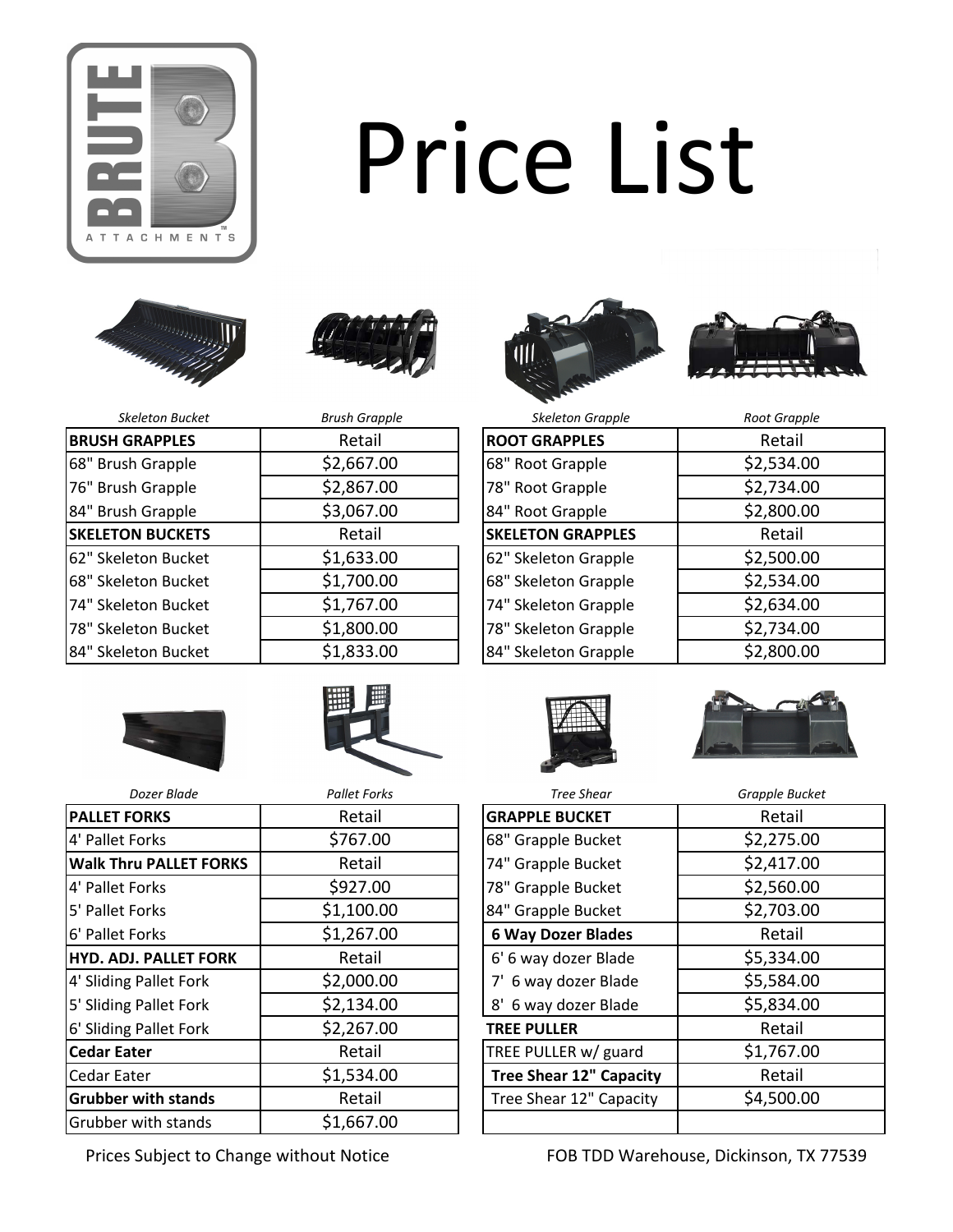# Price List

*Skeleton Bucket* *Brush Grapple* *Skeleton Grapple* *Root Grapple*

| BRUSH GRAPPLES | Retail |
|---|---|
| 68" Brush Grapple | $2,667.00 |
| 76" Brush Grapple | $2,867.00 |
| 84" Brush Grapple | $3,067.00 |
| **SKELETON BUCKETS** | Retail |
| 62" Skeleton Bucket | $1,633.00 |
| 68" Skeleton Bucket | $1,700.00 |
| 74" Skeleton Bucket | $1,767.00 |
| 78" Skeleton Bucket | $1,800.00 |
| 84" Skeleton Bucket | $1,833.00 |

| ROOT GRAPPLES | Retail |
|---|---|
| 68" Root Grapple | $2,534.00 |
| 78" Root Grapple | $2,734.00 |
| 84" Root Grapple | $2,800.00 |
| **SKELETON GRAPPLES** | Retail |
| 62" Skeleton Grapple | $2,500.00 |
| 68" Skeleton Grapple | $2,534.00 |
| 74" Skeleton Grapple | $2,634.00 |
| 78" Skeleton Grapple | $2,734.00 |
| 84" Skeleton Grapple | $2,800.00 |

*Dozer Blade* *Pallet Forks* *Tree Shear* *Grapple Bucket*

| PALLET FORKS | Retail |
|---|---|
| 4' Pallet Forks | $767.00 |
| **Walk Thru PALLET FORKS** | Retail |
| 4' Pallet Forks | $927.00 |
| 5' Pallet Forks | $1,100.00 |
| 6' Pallet Forks | $1,267.00 |
| **HYD. ADJ. PALLET FORK** | Retail |
| 4' Sliding Pallet Fork | $2,000.00 |
| 5' Sliding Pallet Fork | $2,134.00 |
| 6' Sliding Pallet Fork | $2,267.00 |
| **Cedar Eater** | Retail |
| Cedar Eater | $1,534.00 |
| **Grubber with stands** | Retail |
| Grubber with stands | $1,667.00 |

| GRAPPLE BUCKET | Retail |
|---|---|
| 68" Grapple Bucket | $2,275.00 |
| 74" Grapple Bucket | $2,417.00 |
| 78" Grapple Bucket | $2,560.00 |
| 84" Grapple Bucket | $2,703.00 |
| **6 Way Dozer Blades** | Retail |
| 6' 6 way dozer Blade | $5,334.00 |
| 7' 6 way dozer Blade | $5,584.00 |
| 8' 6 way dozer Blade | $5,834.00 |
| **TREE PULLER** | Retail |
| TREE PULLER w/ guard | $1,767.00 |
| **Tree Shear 12" Capacity** | Retail |
| Tree Shear 12" Capacity | $4,500.00 |
| | |

Prices Subject to Change without Notice

FOB TDD Warehouse, Dickinson, TX 77539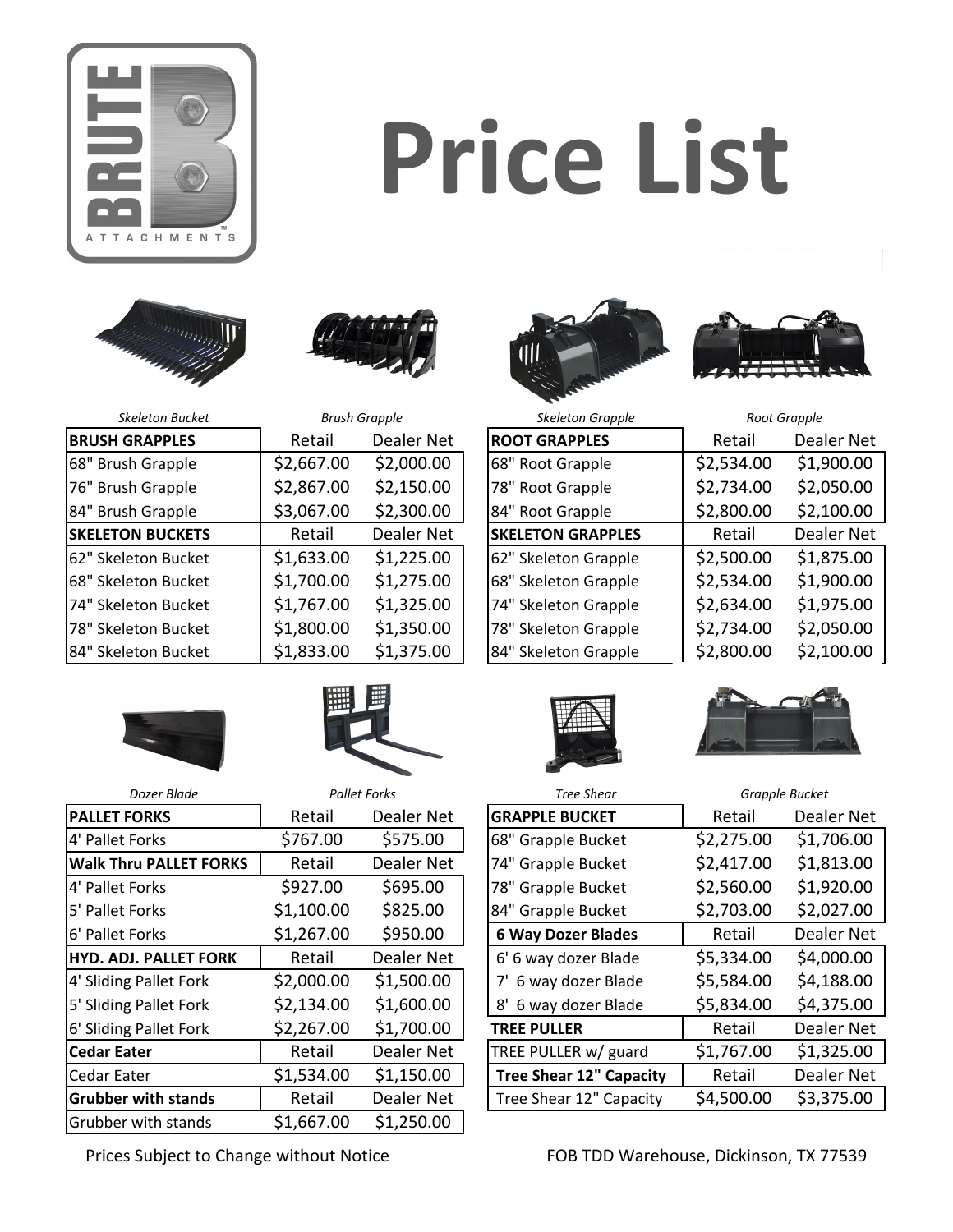# Price List

BRUTE ATTACHMENTS

*Skeleton Bucket* *Brush Grapple* *Skeleton Grapple* *Root Grapple*

| **BRUSH GRAPPLES** | Retail | Dealer Net |
|---|---|---|
| 68" Brush Grapple | $2,667.00 | $2,000.00 |
| 76" Brush Grapple | $2,867.00 | $2,150.00 |
| 84" Brush Grapple | $3,067.00 | $2,300.00 |
| **SKELETON BUCKETS** | Retail | Dealer Net |
| 62" Skeleton Bucket | $1,633.00 | $1,225.00 |
| 68" Skeleton Bucket | $1,700.00 | $1,275.00 |
| 74" Skeleton Bucket | $1,767.00 | $1,325.00 |
| 78" Skeleton Bucket | $1,800.00 | $1,350.00 |
| 84" Skeleton Bucket | $1,833.00 | $1,375.00 |

| **ROOT GRAPPLES** | Retail | Dealer Net |
|---|---|---|
| 68" Root Grapple | $2,534.00 | $1,900.00 |
| 78" Root Grapple | $2,734.00 | $2,050.00 |
| 84" Root Grapple | $2,800.00 | $2,100.00 |
| **SKELETON GRAPPLES** | Retail | Dealer Net |
| 62" Skeleton Grapple | $2,500.00 | $1,875.00 |
| 68" Skeleton Grapple | $2,534.00 | $1,900.00 |
| 74" Skeleton Grapple | $2,634.00 | $1,975.00 |
| 78" Skeleton Grapple | $2,734.00 | $2,050.00 |
| 84" Skeleton Grapple | $2,800.00 | $2,100.00 |

*Dozer Blade* *Pallet Forks* *Tree Shear* *Grapple Bucket*

| **PALLET FORKS** | Retail | Dealer Net |
|---|---|---|
| 4' Pallet Forks | $767.00 | $575.00 |
| **Walk Thru PALLET FORKS** | Retail | Dealer Net |
| 4' Pallet Forks | $927.00 | $695.00 |
| 5' Pallet Forks | $1,100.00 | $825.00 |
| 6' Pallet Forks | $1,267.00 | $950.00 |
| **HYD. ADJ. PALLET FORK** | Retail | Dealer Net |
| 4' Sliding Pallet Fork | $2,000.00 | $1,500.00 |
| 5' Sliding Pallet Fork | $2,134.00 | $1,600.00 |
| 6' Sliding Pallet Fork | $2,267.00 | $1,700.00 |
| **Cedar Eater** | Retail | Dealer Net |
| Cedar Eater | $1,534.00 | $1,150.00 |
| **Grubber with stands** | Retail | Dealer Net |
| Grubber with stands | $1,667.00 | $1,250.00 |

| **GRAPPLE BUCKET** | Retail | Dealer Net |
|---|---|---|
| 68" Grapple Bucket | $2,275.00 | $1,706.00 |
| 74" Grapple Bucket | $2,417.00 | $1,813.00 |
| 78" Grapple Bucket | $2,560.00 | $1,920.00 |
| 84" Grapple Bucket | $2,703.00 | $2,027.00 |
| **6 Way Dozer Blades** | Retail | Dealer Net |
| 6' 6 way dozer Blade | $5,334.00 | $4,000.00 |
| 7' 6 way dozer Blade | $5,584.00 | $4,188.00 |
| 8' 6 way dozer Blade | $5,834.00 | $4,375.00 |
| **TREE PULLER** | Retail | Dealer Net |
| TREE PULLER w/ guard | $1,767.00 | $1,325.00 |
| **Tree Shear 12" Capacity** | Retail | Dealer Net |
| Tree Shear 12" Capacity | $4,500.00 | $3,375.00 |

Prices Subject to Change without Notice

FOB TDD Warehouse, Dickinson, TX 77539